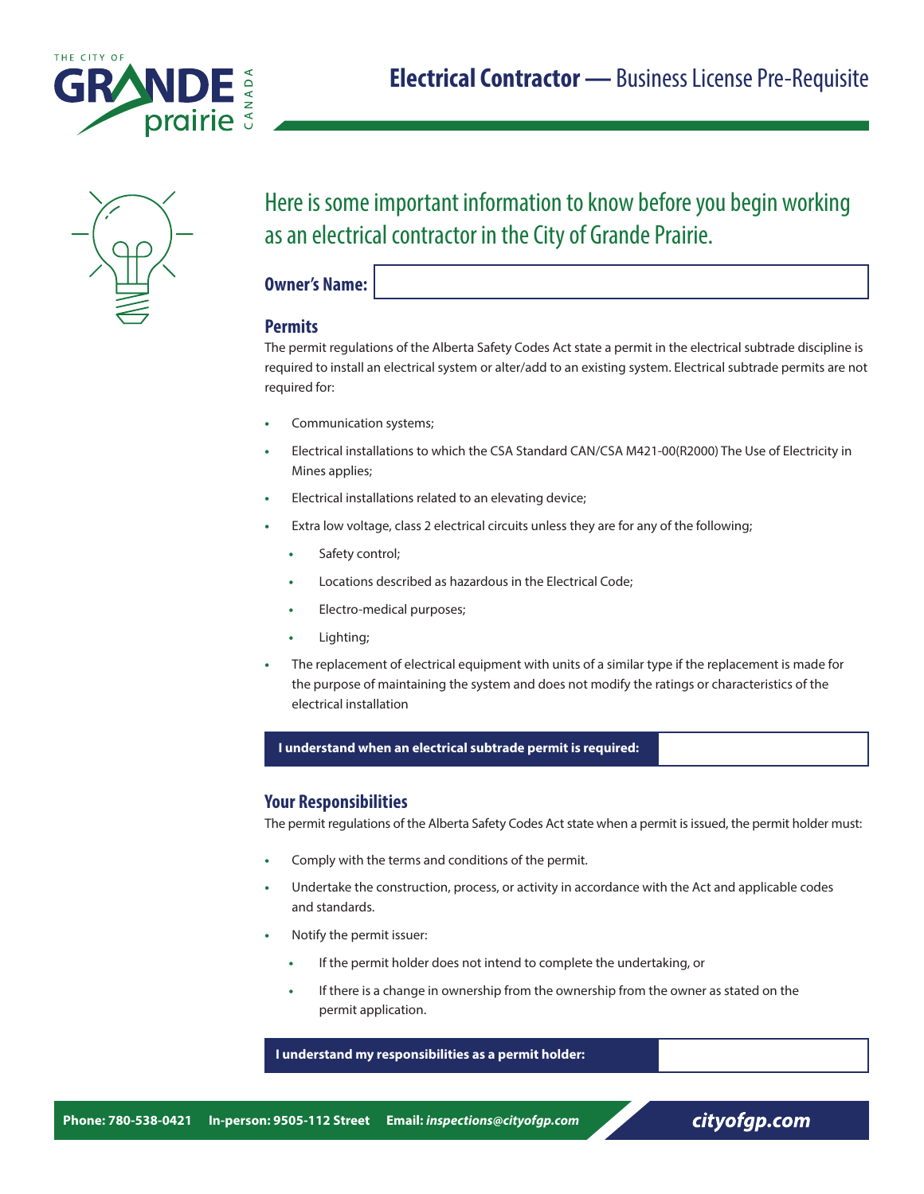# Electrical Contractor — Business License Pre-Requisite

## Here is some important information to know before you begin working as an electrical contractor in the City of Grande Prairie.

**Owner's Name:** 

### Permits

The permit regulations of the Alberta Safety Codes Act state a permit in the electrical subtrade discipline is required to install an electrical system or alter/add to an existing system. Electrical subtrade permits are not required for:

- Communication systems;
- Electrical installations to which the CSA Standard CAN/CSA M421-00(R2000) The Use of Electricity in Mines applies;
- Electrical installations related to an elevating device;
- Extra low voltage, class 2 electrical circuits unless they are for any of the following;
  - Safety control;
  - Locations described as hazardous in the Electrical Code;
  - Electro-medical purposes;
  - Lighting;
- The replacement of electrical equipment with units of a similar type if the replacement is made for the purpose of maintaining the system and does not modify the ratings or characteristics of the electrical installation

**I understand when an electrical subtrade permit is required:** 

### Your Responsibilities

The permit regulations of the Alberta Safety Codes Act state when a permit is issued, the permit holder must:

- Comply with the terms and conditions of the permit.
- Undertake the construction, process, or activity in accordance with the Act and applicable codes and standards.
- Notify the permit issuer:
  - If the permit holder does not intend to complete the undertaking, or
  - If there is a change in ownership from the ownership from the owner as stated on the permit application.

**I understand my responsibilities as a permit holder:** 

**Phone: 780-538-0421** **In-person: 9505-112 Street** **Email:** ***inspections@cityofgp.com*** ***cityofgp.com***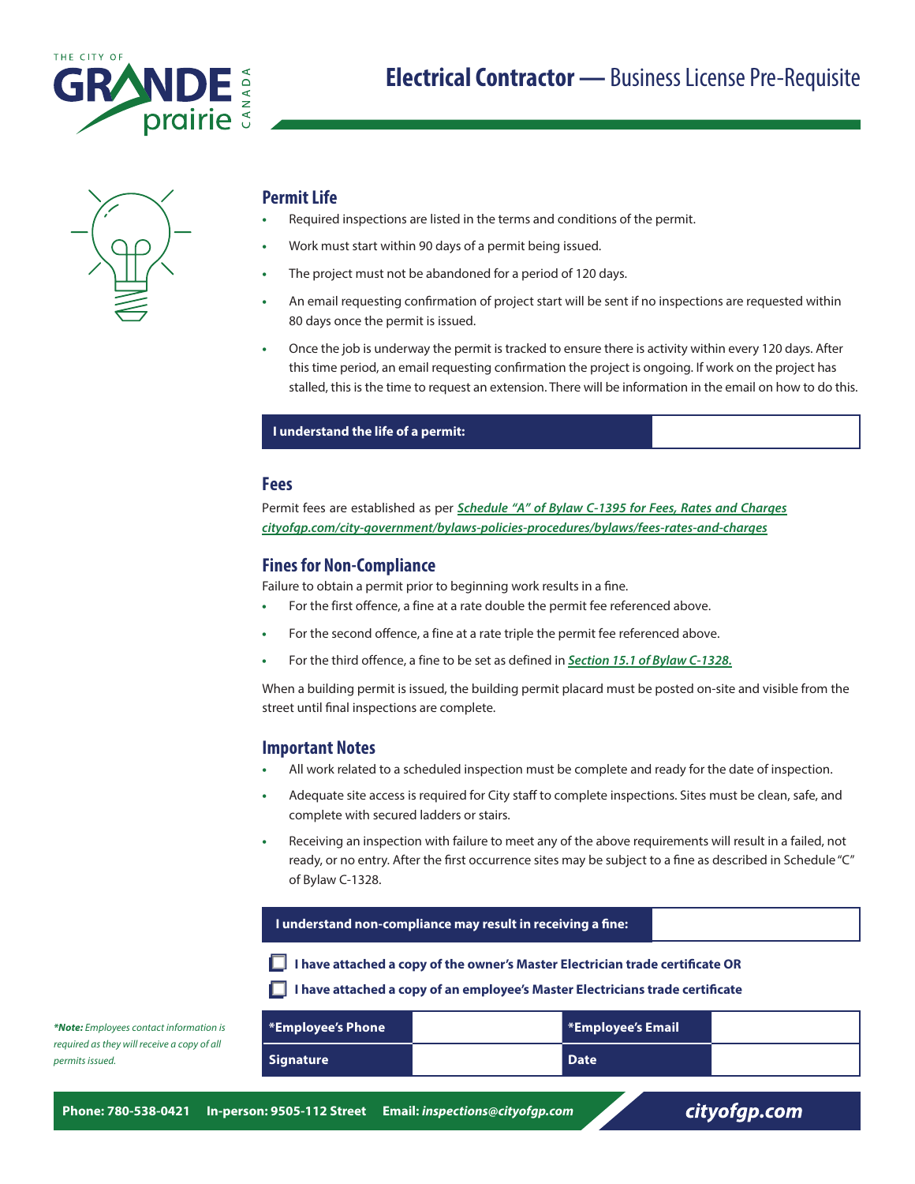# **Electrical Contractor —** Business License Pre-Requisite

## Permit Life

- Required inspections are listed in the terms and conditions of the permit.
- Work must start within 90 days of a permit being issued.
- The project must not be abandoned for a period of 120 days.
- An email requesting confirmation of project start will be sent if no inspections are requested within 80 days once the permit is issued.
- Once the job is underway the permit is tracked to ensure there is activity within every 120 days. After this time period, an email requesting confirmation the project is ongoing. If work on the project has stalled, this is the time to request an extension. There will be information in the email on how to do this.

| | |
|---|---|
| **I understand the life of a permit:** | |

## Fees

Permit fees are established as per ***Schedule "A" of Bylaw C-1395 for Fees, Rates and Charges cityofgp.com/city-government/bylaws-policies-procedures/bylaws/fees-rates-and-charges***

## Fines for Non-Compliance

Failure to obtain a permit prior to beginning work results in a fine.

- For the first offence, a fine at a rate double the permit fee referenced above.
- For the second offence, a fine at a rate triple the permit fee referenced above.
- For the third offence, a fine to be set as defined in ***Section 15.1 of Bylaw C-1328.***

When a building permit is issued, the building permit placard must be posted on-site and visible from the street until final inspections are complete.

## Important Notes

- All work related to a scheduled inspection must be complete and ready for the date of inspection.
- Adequate site access is required for City staff to complete inspections. Sites must be clean, safe, and complete with secured ladders or stairs.
- Receiving an inspection with failure to meet any of the above requirements will result in a failed, not ready, or no entry. After the first occurrence sites may be subject to a fine as described in Schedule "C" of Bylaw C-1328.

| | |
|---|---|
| **I understand non-compliance may result in receiving a fine:** | |

- ☐ **I have attached a copy of the owner's Master Electrician trade certificate OR**
- ☐ **I have attached a copy of an employee's Master Electricians trade certificate**

| | | | |
|---|---|---|---|
| ***Employee's Phone** | | ***Employee's Email** | |
| **Signature** | | **Date** | |

****Note:** Employees contact information is required as they will receive a copy of all permits issued.*

**Phone:** 780-538-0421 **In-person:** 9505-112 Street **Email:** ***inspections@cityofgp.com*** ***cityofgp.com***